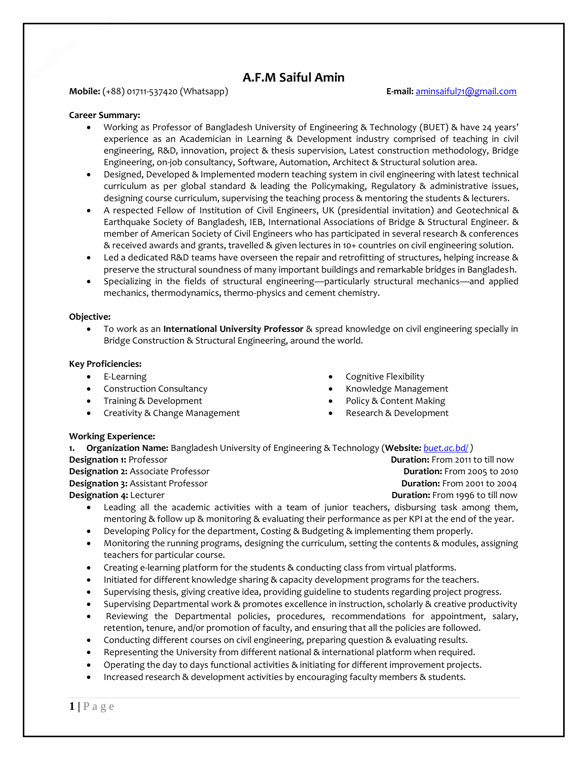# A.F.M Saiful Amin

**Mobile:** (+88) 01711-537420 (Whatsapp) **E-mail:** aminsaiful71@gmail.com

**Career Summary:**

- Working as Professor of Bangladesh University of Engineering & Technology (BUET) & have 24 years' experience as an Academician in Learning & Development industry comprised of teaching in civil engineering, R&D, innovation, project & thesis supervision, Latest construction methodology, Bridge Engineering, on-job consultancy, Software, Automation, Architect & Structural solution area.
- Designed, Developed & Implemented modern teaching system in civil engineering with latest technical curriculum as per global standard & leading the Policymaking, Regulatory & administrative issues, designing course curriculum, supervising the teaching process & mentoring the students & lecturers.
- A respected Fellow of Institution of Civil Engineers, UK (presidential invitation) and Geotechnical & Earthquake Society of Bangladesh, IEB, International Associations of Bridge & Structural Engineer. & member of American Society of Civil Engineers who has participated in several research & conferences & received awards and grants, travelled & given lectures in 10+ countries on civil engineering solution.
- Led a dedicated R&D teams have overseen the repair and retrofitting of structures, helping increase & preserve the structural soundness of many important buildings and remarkable bridges in Bangladesh.
- Specializing in the fields of structural engineering—particularly structural mechanics—and applied mechanics, thermodynamics, thermo-physics and cement chemistry.

**Objective:**

- To work as an **International University Professor** & spread knowledge on civil engineering specially in Bridge Construction & Structural Engineering, around the world.

**Key Proficiencies:**

- E-Learning
- Construction Consultancy
- Training & Development
- Creativity & Change Management
- Cognitive Flexibility
- Knowledge Management
- Policy & Content Making
- Research & Development

**Working Experience:**

1. **Organization Name:** Bangladesh University of Engineering & Technology (**Website:** *buet.ac.bd/* )

**Designation 1:** Professor **Duration:** From 2011 to till now
**Designation 2:** Associate Professor **Duration:** From 2005 to 2010
**Designation 3:** Assistant Professor **Duration:** From 2001 to 2004
**Designation 4:** Lecturer **Duration:** From 1996 to till now

- Leading all the academic activities with a team of junior teachers, disbursing task among them, mentoring & follow up & monitoring & evaluating their performance as per KPI at the end of the year.
- Developing Policy for the department, Costing & Budgeting & implementing them properly.
- Monitoring the running programs, designing the curriculum, setting the contents & modules, assigning teachers for particular course.
- Creating e-learning platform for the students & conducting class from virtual platforms.
- Initiated for different knowledge sharing & capacity development programs for the teachers.
- Supervising thesis, giving creative idea, providing guideline to students regarding project progress.
- Supervising Departmental work & promotes excellence in instruction, scholarly & creative productivity
- Reviewing the Departmental policies, procedures, recommendations for appointment, salary, retention, tenure, and/or promotion of faculty, and ensuring that all the policies are followed.
- Conducting different courses on civil engineering, preparing question & evaluating results.
- Representing the University from different national & international platform when required.
- Operating the day to days functional activities & initiating for different improvement projects.
- Increased research & development activities by encouraging faculty members & students.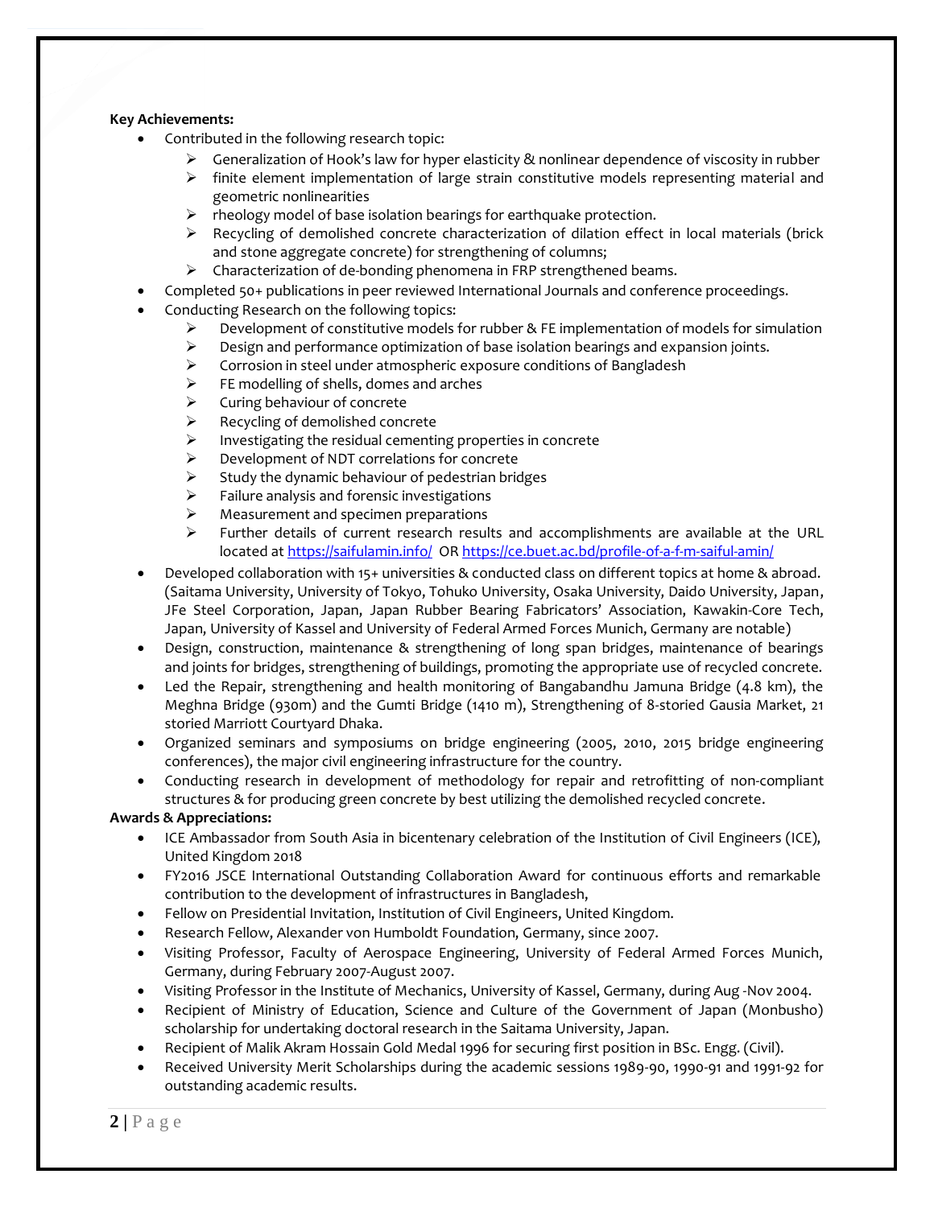**Key Achievements:**

- Contributed in the following research topic:
  - Generalization of Hook's law for hyper elasticity & nonlinear dependence of viscosity in rubber
  - finite element implementation of large strain constitutive models representing material and geometric nonlinearities
  - rheology model of base isolation bearings for earthquake protection.
  - Recycling of demolished concrete characterization of dilation effect in local materials (brick and stone aggregate concrete) for strengthening of columns;
  - Characterization of de-bonding phenomena in FRP strengthened beams.
- Completed 50+ publications in peer reviewed International Journals and conference proceedings.
- Conducting Research on the following topics:
  - Development of constitutive models for rubber & FE implementation of models for simulation
  - Design and performance optimization of base isolation bearings and expansion joints.
  - Corrosion in steel under atmospheric exposure conditions of Bangladesh
  - FE modelling of shells, domes and arches
  - Curing behaviour of concrete
  - Recycling of demolished concrete
  - Investigating the residual cementing properties in concrete
  - Development of NDT correlations for concrete
  - Study the dynamic behaviour of pedestrian bridges
  - Failure analysis and forensic investigations
  - Measurement and specimen preparations
  - Further details of current research results and accomplishments are available at the URL located at https://saifulamin.info/ OR https://ce.buet.ac.bd/profile-of-a-f-m-saiful-amin/
- Developed collaboration with 15+ universities & conducted class on different topics at home & abroad. (Saitama University, University of Tokyo, Tohuko University, Osaka University, Daido University, Japan, JFe Steel Corporation, Japan, Japan Rubber Bearing Fabricators' Association, Kawakin-Core Tech, Japan, University of Kassel and University of Federal Armed Forces Munich, Germany are notable)
- Design, construction, maintenance & strengthening of long span bridges, maintenance of bearings and joints for bridges, strengthening of buildings, promoting the appropriate use of recycled concrete.
- Led the Repair, strengthening and health monitoring of Bangabandhu Jamuna Bridge (4.8 km), the Meghna Bridge (930m) and the Gumti Bridge (1410 m), Strengthening of 8-storied Gausia Market, 21 storied Marriott Courtyard Dhaka.
- Organized seminars and symposiums on bridge engineering (2005, 2010, 2015 bridge engineering conferences), the major civil engineering infrastructure for the country.
- Conducting research in development of methodology for repair and retrofitting of non-compliant structures & for producing green concrete by best utilizing the demolished recycled concrete.

**Awards & Appreciations:**

- ICE Ambassador from South Asia in bicentenary celebration of the Institution of Civil Engineers (ICE), United Kingdom 2018
- FY2016 JSCE International Outstanding Collaboration Award for continuous efforts and remarkable contribution to the development of infrastructures in Bangladesh,
- Fellow on Presidential Invitation, Institution of Civil Engineers, United Kingdom.
- Research Fellow, Alexander von Humboldt Foundation, Germany, since 2007.
- Visiting Professor, Faculty of Aerospace Engineering, University of Federal Armed Forces Munich, Germany, during February 2007-August 2007.
- Visiting Professor in the Institute of Mechanics, University of Kassel, Germany, during Aug -Nov 2004.
- Recipient of Ministry of Education, Science and Culture of the Government of Japan (Monbusho) scholarship for undertaking doctoral research in the Saitama University, Japan.
- Recipient of Malik Akram Hossain Gold Medal 1996 for securing first position in BSc. Engg. (Civil).
- Received University Merit Scholarships during the academic sessions 1989-90, 1990-91 and 1991-92 for outstanding academic results.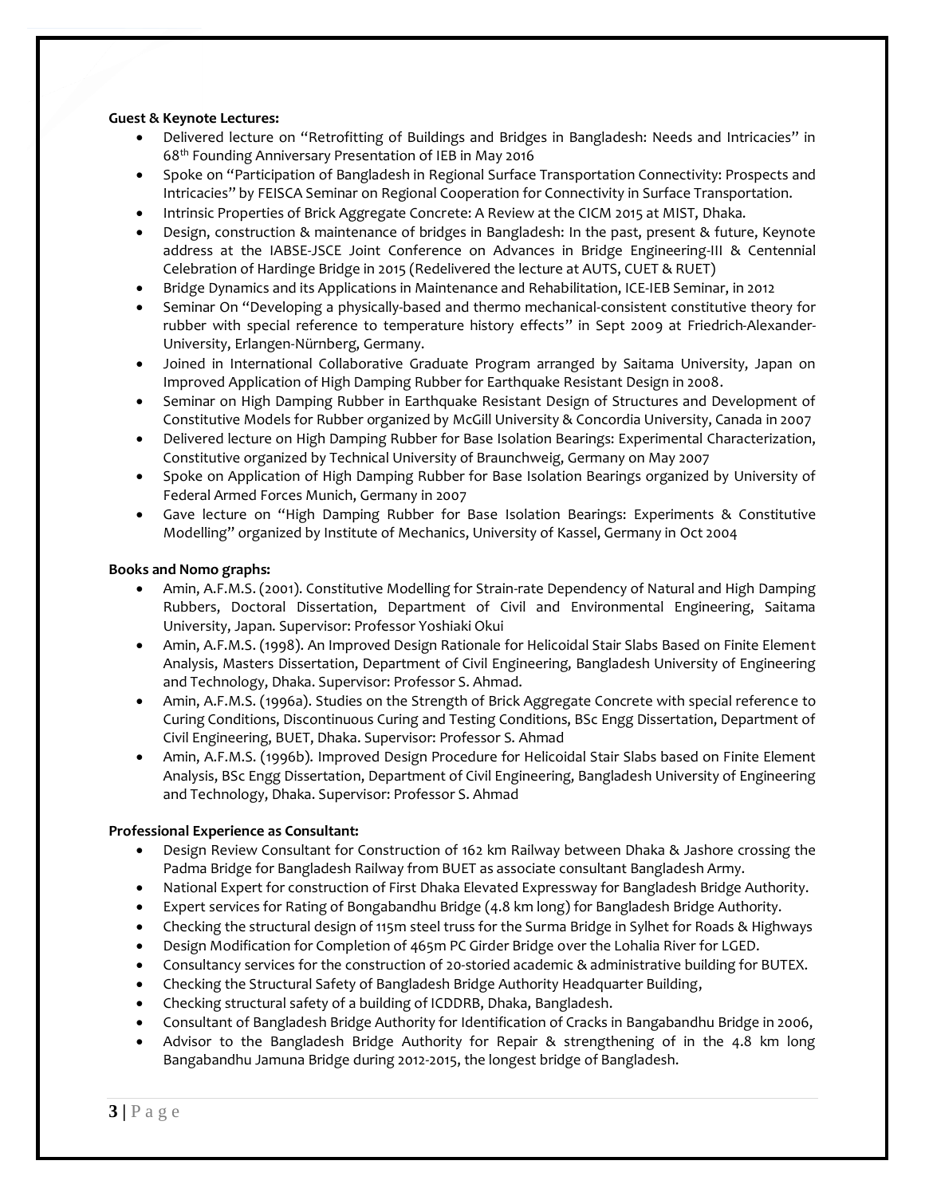**Guest & Keynote Lectures:**

- Delivered lecture on "Retrofitting of Buildings and Bridges in Bangladesh: Needs and Intricacies" in 68th Founding Anniversary Presentation of IEB in May 2016
- Spoke on "Participation of Bangladesh in Regional Surface Transportation Connectivity: Prospects and Intricacies" by FEISCA Seminar on Regional Cooperation for Connectivity in Surface Transportation.
- Intrinsic Properties of Brick Aggregate Concrete: A Review at the CICM 2015 at MIST, Dhaka.
- Design, construction & maintenance of bridges in Bangladesh: In the past, present & future, Keynote address at the IABSE-JSCE Joint Conference on Advances in Bridge Engineering-III & Centennial Celebration of Hardinge Bridge in 2015 (Redelivered the lecture at AUTS, CUET & RUET)
- Bridge Dynamics and its Applications in Maintenance and Rehabilitation, ICE-IEB Seminar, in 2012
- Seminar On "Developing a physically-based and thermo mechanical-consistent constitutive theory for rubber with special reference to temperature history effects" in Sept 2009 at Friedrich-Alexander-University, Erlangen-Nürnberg, Germany.
- Joined in International Collaborative Graduate Program arranged by Saitama University, Japan on Improved Application of High Damping Rubber for Earthquake Resistant Design in 2008.
- Seminar on High Damping Rubber in Earthquake Resistant Design of Structures and Development of Constitutive Models for Rubber organized by McGill University & Concordia University, Canada in 2007
- Delivered lecture on High Damping Rubber for Base Isolation Bearings: Experimental Characterization, Constitutive organized by Technical University of Braunchweig, Germany on May 2007
- Spoke on Application of High Damping Rubber for Base Isolation Bearings organized by University of Federal Armed Forces Munich, Germany in 2007
- Gave lecture on "High Damping Rubber for Base Isolation Bearings: Experiments & Constitutive Modelling" organized by Institute of Mechanics, University of Kassel, Germany in Oct 2004

**Books and Nomo graphs:**

- Amin, A.F.M.S. (2001). Constitutive Modelling for Strain-rate Dependency of Natural and High Damping Rubbers, Doctoral Dissertation, Department of Civil and Environmental Engineering, Saitama University, Japan. Supervisor: Professor Yoshiaki Okui
- Amin, A.F.M.S. (1998). An Improved Design Rationale for Helicoidal Stair Slabs Based on Finite Element Analysis, Masters Dissertation, Department of Civil Engineering, Bangladesh University of Engineering and Technology, Dhaka. Supervisor: Professor S. Ahmad.
- Amin, A.F.M.S. (1996a). Studies on the Strength of Brick Aggregate Concrete with special reference to Curing Conditions, Discontinuous Curing and Testing Conditions, BSc Engg Dissertation, Department of Civil Engineering, BUET, Dhaka. Supervisor: Professor S. Ahmad
- Amin, A.F.M.S. (1996b). Improved Design Procedure for Helicoidal Stair Slabs based on Finite Element Analysis, BSc Engg Dissertation, Department of Civil Engineering, Bangladesh University of Engineering and Technology, Dhaka. Supervisor: Professor S. Ahmad

**Professional Experience as Consultant:**

- Design Review Consultant for Construction of 162 km Railway between Dhaka & Jashore crossing the Padma Bridge for Bangladesh Railway from BUET as associate consultant Bangladesh Army.
- National Expert for construction of First Dhaka Elevated Expressway for Bangladesh Bridge Authority.
- Expert services for Rating of Bongabandhu Bridge (4.8 km long) for Bangladesh Bridge Authority.
- Checking the structural design of 115m steel truss for the Surma Bridge in Sylhet for Roads & Highways
- Design Modification for Completion of 465m PC Girder Bridge over the Lohalia River for LGED.
- Consultancy services for the construction of 20-storied academic & administrative building for BUTEX.
- Checking the Structural Safety of Bangladesh Bridge Authority Headquarter Building,
- Checking structural safety of a building of ICDDRB, Dhaka, Bangladesh.
- Consultant of Bangladesh Bridge Authority for Identification of Cracks in Bangabandhu Bridge in 2006,
- Advisor to the Bangladesh Bridge Authority for Repair & strengthening of in the 4.8 km long Bangabandhu Jamuna Bridge during 2012-2015, the longest bridge of Bangladesh.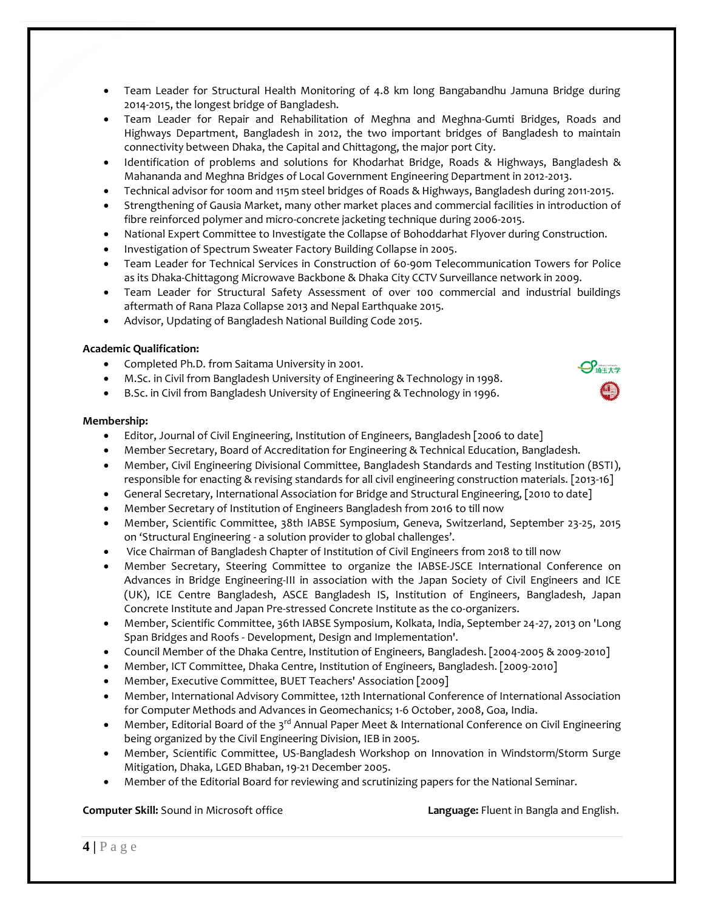- Team Leader for Structural Health Monitoring of 4.8 km long Bangabandhu Jamuna Bridge during 2014-2015, the longest bridge of Bangladesh.
- Team Leader for Repair and Rehabilitation of Meghna and Meghna-Gumti Bridges, Roads and Highways Department, Bangladesh in 2012, the two important bridges of Bangladesh to maintain connectivity between Dhaka, the Capital and Chittagong, the major port City.
- Identification of problems and solutions for Khodarhat Bridge, Roads & Highways, Bangladesh & Mahananda and Meghna Bridges of Local Government Engineering Department in 2012-2013.
- Technical advisor for 100m and 115m steel bridges of Roads & Highways, Bangladesh during 2011-2015.
- Strengthening of Gausia Market, many other market places and commercial facilities in introduction of fibre reinforced polymer and micro-concrete jacketing technique during 2006-2015.
- National Expert Committee to Investigate the Collapse of Bohoddarhat Flyover during Construction.
- Investigation of Spectrum Sweater Factory Building Collapse in 2005.
- Team Leader for Technical Services in Construction of 60-90m Telecommunication Towers for Police as its Dhaka-Chittagong Microwave Backbone & Dhaka City CCTV Surveillance network in 2009.
- Team Leader for Structural Safety Assessment of over 100 commercial and industrial buildings aftermath of Rana Plaza Collapse 2013 and Nepal Earthquake 2015.
- Advisor, Updating of Bangladesh National Building Code 2015.

**Academic Qualification:**

- Completed Ph.D. from Saitama University in 2001.
- M.Sc. in Civil from Bangladesh University of Engineering & Technology in 1998.
- B.Sc. in Civil from Bangladesh University of Engineering & Technology in 1996.

**Membership:**

- Editor, Journal of Civil Engineering, Institution of Engineers, Bangladesh [2006 to date]
- Member Secretary, Board of Accreditation for Engineering & Technical Education, Bangladesh.
- Member, Civil Engineering Divisional Committee, Bangladesh Standards and Testing Institution (BSTI), responsible for enacting & revising standards for all civil engineering construction materials. [2013-16]
- General Secretary, International Association for Bridge and Structural Engineering, [2010 to date]
- Member Secretary of Institution of Engineers Bangladesh from 2016 to till now
- Member, Scientific Committee, 38th IABSE Symposium, Geneva, Switzerland, September 23-25, 2015 on 'Structural Engineering - a solution provider to global challenges'.
- Vice Chairman of Bangladesh Chapter of Institution of Civil Engineers from 2018 to till now
- Member Secretary, Steering Committee to organize the IABSE-JSCE International Conference on Advances in Bridge Engineering-III in association with the Japan Society of Civil Engineers and ICE (UK), ICE Centre Bangladesh, ASCE Bangladesh IS, Institution of Engineers, Bangladesh, Japan Concrete Institute and Japan Pre-stressed Concrete Institute as the co-organizers.
- Member, Scientific Committee, 36th IABSE Symposium, Kolkata, India, September 24-27, 2013 on 'Long Span Bridges and Roofs - Development, Design and Implementation'.
- Council Member of the Dhaka Centre, Institution of Engineers, Bangladesh. [2004-2005 & 2009-2010]
- Member, ICT Committee, Dhaka Centre, Institution of Engineers, Bangladesh. [2009-2010]
- Member, Executive Committee, BUET Teachers' Association [2009]
- Member, International Advisory Committee, 12th International Conference of International Association for Computer Methods and Advances in Geomechanics; 1-6 October, 2008, Goa, India.
- Member, Editorial Board of the 3rd Annual Paper Meet & International Conference on Civil Engineering being organized by the Civil Engineering Division, IEB in 2005.
- Member, Scientific Committee, US-Bangladesh Workshop on Innovation in Windstorm/Storm Surge Mitigation, Dhaka, LGED Bhaban, 19-21 December 2005.
- Member of the Editorial Board for reviewing and scrutinizing papers for the National Seminar.

**Computer Skill:** Sound in Microsoft office

**Language:** Fluent in Bangla and English.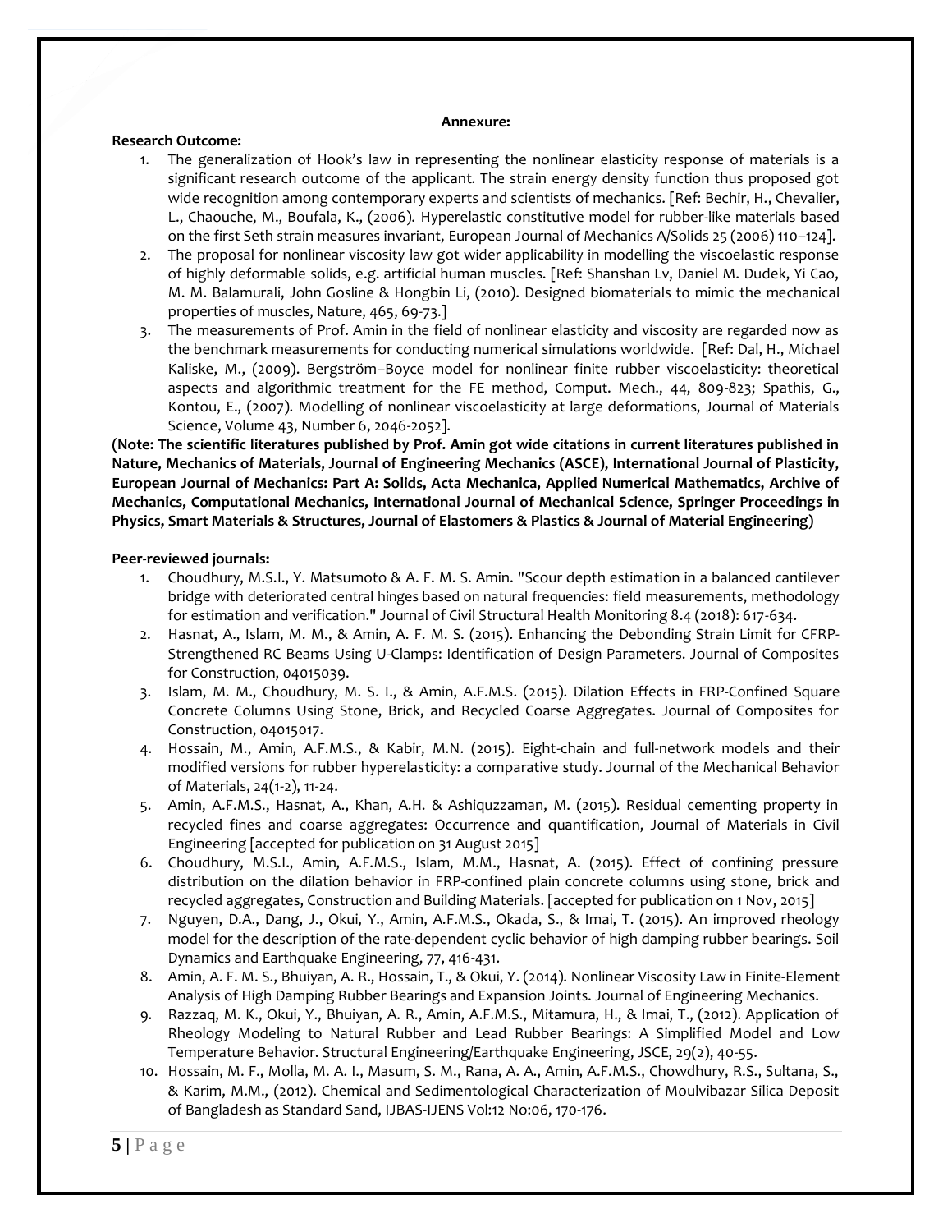**Annexure:**

**Research Outcome:**

1. The generalization of Hook's law in representing the nonlinear elasticity response of materials is a significant research outcome of the applicant. The strain energy density function thus proposed got wide recognition among contemporary experts and scientists of mechanics. [Ref: Bechir, H., Chevalier, L., Chaouche, M., Boufala, K., (2006). Hyperelastic constitutive model for rubber-like materials based on the first Seth strain measures invariant, European Journal of Mechanics A/Solids 25 (2006) 110–124].
2. The proposal for nonlinear viscosity law got wider applicability in modelling the viscoelastic response of highly deformable solids, e.g. artificial human muscles. [Ref: Shanshan Lv, Daniel M. Dudek, Yi Cao, M. M. Balamurali, John Gosline & Hongbin Li, (2010). Designed biomaterials to mimic the mechanical properties of muscles, Nature, 465, 69-73.]
3. The measurements of Prof. Amin in the field of nonlinear elasticity and viscosity are regarded now as the benchmark measurements for conducting numerical simulations worldwide. [Ref: Dal, H., Michael Kaliske, M., (2009). Bergström–Boyce model for nonlinear finite rubber viscoelasticity: theoretical aspects and algorithmic treatment for the FE method, Comput. Mech., 44, 809-823; Spathis, G., Kontou, E., (2007). Modelling of nonlinear viscoelasticity at large deformations, Journal of Materials Science, Volume 43, Number 6, 2046-2052].

**(Note: The scientific literatures published by Prof. Amin got wide citations in current literatures published in Nature, Mechanics of Materials, Journal of Engineering Mechanics (ASCE), International Journal of Plasticity, European Journal of Mechanics: Part A: Solids, Acta Mechanica, Applied Numerical Mathematics, Archive of Mechanics, Computational Mechanics, International Journal of Mechanical Science, Springer Proceedings in Physics, Smart Materials & Structures, Journal of Elastomers & Plastics & Journal of Material Engineering)**

**Peer-reviewed journals:**

1. Choudhury, M.S.I., Y. Matsumoto & A. F. M. S. Amin. "Scour depth estimation in a balanced cantilever bridge with deteriorated central hinges based on natural frequencies: field measurements, methodology for estimation and verification." Journal of Civil Structural Health Monitoring 8.4 (2018): 617-634.
2. Hasnat, A., Islam, M. M., & Amin, A. F. M. S. (2015). Enhancing the Debonding Strain Limit for CFRP-Strengthened RC Beams Using U-Clamps: Identification of Design Parameters. Journal of Composites for Construction, 04015039.
3. Islam, M. M., Choudhury, M. S. I., & Amin, A.F.M.S. (2015). Dilation Effects in FRP-Confined Square Concrete Columns Using Stone, Brick, and Recycled Coarse Aggregates. Journal of Composites for Construction, 04015017.
4. Hossain, M., Amin, A.F.M.S., & Kabir, M.N. (2015). Eight-chain and full-network models and their modified versions for rubber hyperelasticity: a comparative study. Journal of the Mechanical Behavior of Materials, 24(1-2), 11-24.
5. Amin, A.F.M.S., Hasnat, A., Khan, A.H. & Ashiquzzaman, M. (2015). Residual cementing property in recycled fines and coarse aggregates: Occurrence and quantification, Journal of Materials in Civil Engineering [accepted for publication on 31 August 2015]
6. Choudhury, M.S.I., Amin, A.F.M.S., Islam, M.M., Hasnat, A. (2015). Effect of confining pressure distribution on the dilation behavior in FRP-confined plain concrete columns using stone, brick and recycled aggregates, Construction and Building Materials. [accepted for publication on 1 Nov, 2015]
7. Nguyen, D.A., Dang, J., Okui, Y., Amin, A.F.M.S., Okada, S., & Imai, T. (2015). An improved rheology model for the description of the rate-dependent cyclic behavior of high damping rubber bearings. Soil Dynamics and Earthquake Engineering, 77, 416-431.
8. Amin, A. F. M. S., Bhuiyan, A. R., Hossain, T., & Okui, Y. (2014). Nonlinear Viscosity Law in Finite-Element Analysis of High Damping Rubber Bearings and Expansion Joints. Journal of Engineering Mechanics.
9. Razzaq, M. K., Okui, Y., Bhuiyan, A. R., Amin, A.F.M.S., Mitamura, H., & Imai, T., (2012). Application of Rheology Modeling to Natural Rubber and Lead Rubber Bearings: A Simplified Model and Low Temperature Behavior. Structural Engineering/Earthquake Engineering, JSCE, 29(2), 40-55.
10. Hossain, M. F., Molla, M. A. I., Masum, S. M., Rana, A. A., Amin, A.F.M.S., Chowdhury, R.S., Sultana, S., & Karim, M.M., (2012). Chemical and Sedimentological Characterization of Moulvibazar Silica Deposit of Bangladesh as Standard Sand, IJBAS-IJENS Vol:12 No:06, 170-176.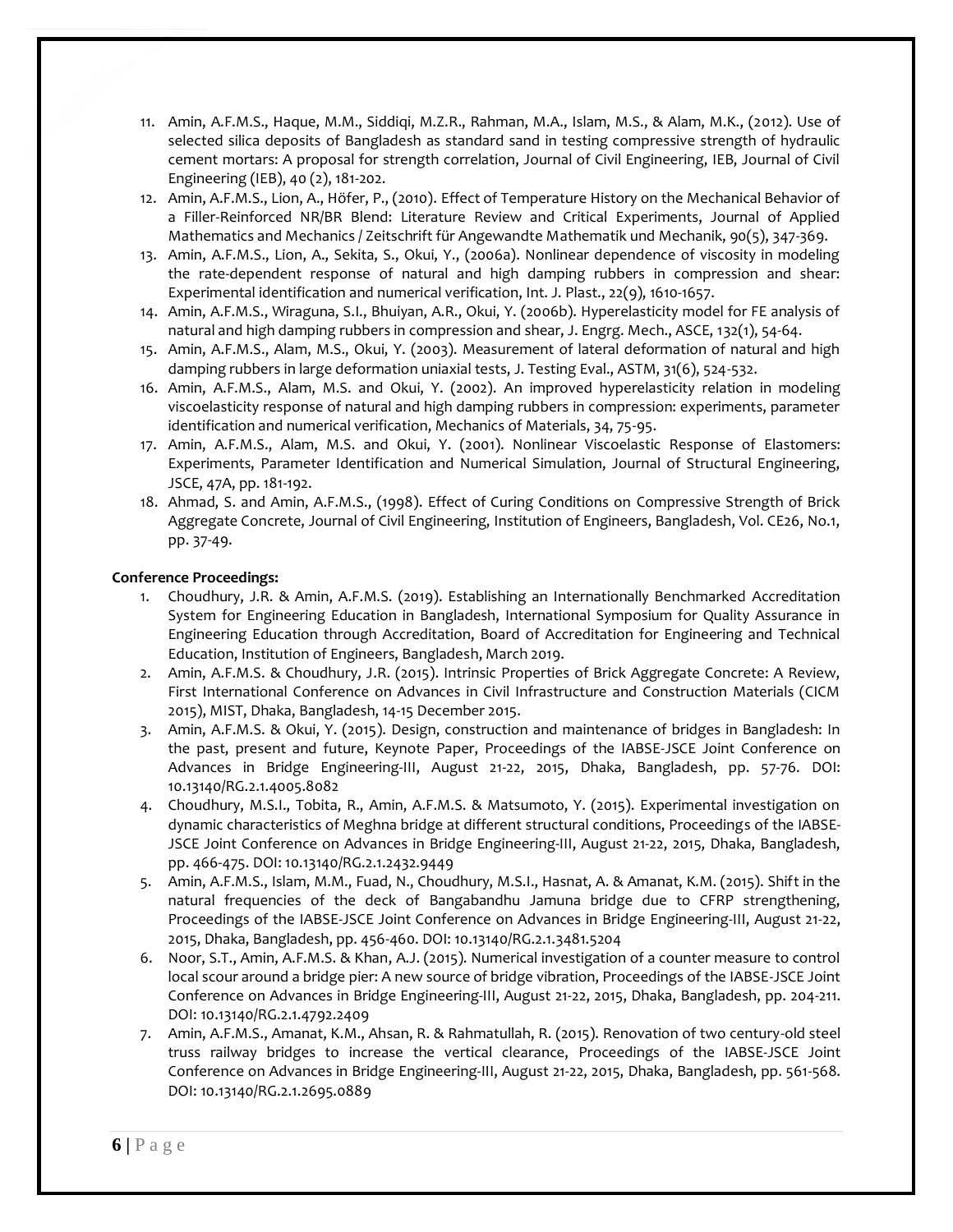11. Amin, A.F.M.S., Haque, M.M., Siddiqi, M.Z.R., Rahman, M.A., Islam, M.S., & Alam, M.K., (2012). Use of selected silica deposits of Bangladesh as standard sand in testing compressive strength of hydraulic cement mortars: A proposal for strength correlation, Journal of Civil Engineering, IEB, Journal of Civil Engineering (IEB), 40 (2), 181-202.
12. Amin, A.F.M.S., Lion, A., Höfer, P., (2010). Effect of Temperature History on the Mechanical Behavior of a Filler-Reinforced NR/BR Blend: Literature Review and Critical Experiments, Journal of Applied Mathematics and Mechanics / Zeitschrift für Angewandte Mathematik und Mechanik, 90(5), 347-369.
13. Amin, A.F.M.S., Lion, A., Sekita, S., Okui, Y., (2006a). Nonlinear dependence of viscosity in modeling the rate-dependent response of natural and high damping rubbers in compression and shear: Experimental identification and numerical verification, Int. J. Plast., 22(9), 1610-1657.
14. Amin, A.F.M.S., Wiraguna, S.I., Bhuiyan, A.R., Okui, Y. (2006b). Hyperelasticity model for FE analysis of natural and high damping rubbers in compression and shear, J. Engrg. Mech., ASCE, 132(1), 54-64.
15. Amin, A.F.M.S., Alam, M.S., Okui, Y. (2003). Measurement of lateral deformation of natural and high damping rubbers in large deformation uniaxial tests, J. Testing Eval., ASTM, 31(6), 524-532.
16. Amin, A.F.M.S., Alam, M.S. and Okui, Y. (2002). An improved hyperelasticity relation in modeling viscoelasticity response of natural and high damping rubbers in compression: experiments, parameter identification and numerical verification, Mechanics of Materials, 34, 75-95.
17. Amin, A.F.M.S., Alam, M.S. and Okui, Y. (2001). Nonlinear Viscoelastic Response of Elastomers: Experiments, Parameter Identification and Numerical Simulation, Journal of Structural Engineering, JSCE, 47A, pp. 181-192.
18. Ahmad, S. and Amin, A.F.M.S., (1998). Effect of Curing Conditions on Compressive Strength of Brick Aggregate Concrete, Journal of Civil Engineering, Institution of Engineers, Bangladesh, Vol. CE26, No.1, pp. 37-49.

**Conference Proceedings:**

1. Choudhury, J.R. & Amin, A.F.M.S. (2019). Establishing an Internationally Benchmarked Accreditation System for Engineering Education in Bangladesh, International Symposium for Quality Assurance in Engineering Education through Accreditation, Board of Accreditation for Engineering and Technical Education, Institution of Engineers, Bangladesh, March 2019.
2. Amin, A.F.M.S. & Choudhury, J.R. (2015). Intrinsic Properties of Brick Aggregate Concrete: A Review, First International Conference on Advances in Civil Infrastructure and Construction Materials (CICM 2015), MIST, Dhaka, Bangladesh, 14-15 December 2015.
3. Amin, A.F.M.S. & Okui, Y. (2015). Design, construction and maintenance of bridges in Bangladesh: In the past, present and future, Keynote Paper, Proceedings of the IABSE-JSCE Joint Conference on Advances in Bridge Engineering-III, August 21-22, 2015, Dhaka, Bangladesh, pp. 57-76. DOI: 10.13140/RG.2.1.4005.8082
4. Choudhury, M.S.I., Tobita, R., Amin, A.F.M.S. & Matsumoto, Y. (2015). Experimental investigation on dynamic characteristics of Meghna bridge at different structural conditions, Proceedings of the IABSE-JSCE Joint Conference on Advances in Bridge Engineering-III, August 21-22, 2015, Dhaka, Bangladesh, pp. 466-475. DOI: 10.13140/RG.2.1.2432.9449
5. Amin, A.F.M.S., Islam, M.M., Fuad, N., Choudhury, M.S.I., Hasnat, A. & Amanat, K.M. (2015). Shift in the natural frequencies of the deck of Bangabandhu Jamuna bridge due to CFRP strengthening, Proceedings of the IABSE-JSCE Joint Conference on Advances in Bridge Engineering-III, August 21-22, 2015, Dhaka, Bangladesh, pp. 456-460. DOI: 10.13140/RG.2.1.3481.5204
6. Noor, S.T., Amin, A.F.M.S. & Khan, A.J. (2015). Numerical investigation of a counter measure to control local scour around a bridge pier: A new source of bridge vibration, Proceedings of the IABSE-JSCE Joint Conference on Advances in Bridge Engineering-III, August 21-22, 2015, Dhaka, Bangladesh, pp. 204-211. DOI: 10.13140/RG.2.1.4792.2409
7. Amin, A.F.M.S., Amanat, K.M., Ahsan, R. & Rahmatullah, R. (2015). Renovation of two century-old steel truss railway bridges to increase the vertical clearance, Proceedings of the IABSE-JSCE Joint Conference on Advances in Bridge Engineering-III, August 21-22, 2015, Dhaka, Bangladesh, pp. 561-568. DOI: 10.13140/RG.2.1.2695.0889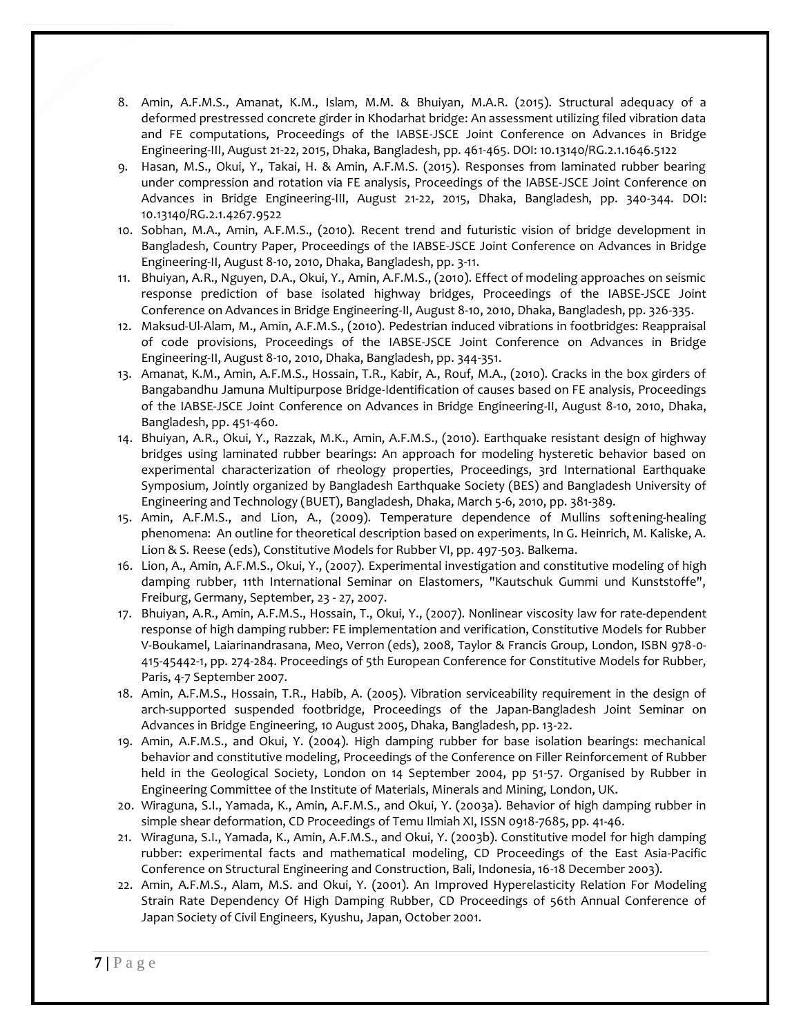8. Amin, A.F.M.S., Amanat, K.M., Islam, M.M. & Bhuiyan, M.A.R. (2015). Structural adequacy of a deformed prestressed concrete girder in Khodarhat bridge: An assessment utilizing filed vibration data and FE computations, Proceedings of the IABSE-JSCE Joint Conference on Advances in Bridge Engineering-III, August 21-22, 2015, Dhaka, Bangladesh, pp. 461-465. DOI: 10.13140/RG.2.1.1646.5122
9. Hasan, M.S., Okui, Y., Takai, H. & Amin, A.F.M.S. (2015). Responses from laminated rubber bearing under compression and rotation via FE analysis, Proceedings of the IABSE-JSCE Joint Conference on Advances in Bridge Engineering-III, August 21-22, 2015, Dhaka, Bangladesh, pp. 340-344. DOI: 10.13140/RG.2.1.4267.9522
10. Sobhan, M.A., Amin, A.F.M.S., (2010). Recent trend and futuristic vision of bridge development in Bangladesh, Country Paper, Proceedings of the IABSE-JSCE Joint Conference on Advances in Bridge Engineering-II, August 8-10, 2010, Dhaka, Bangladesh, pp. 3-11.
11. Bhuiyan, A.R., Nguyen, D.A., Okui, Y., Amin, A.F.M.S., (2010). Effect of modeling approaches on seismic response prediction of base isolated highway bridges, Proceedings of the IABSE-JSCE Joint Conference on Advances in Bridge Engineering-II, August 8-10, 2010, Dhaka, Bangladesh, pp. 326-335.
12. Maksud-Ul-Alam, M., Amin, A.F.M.S., (2010). Pedestrian induced vibrations in footbridges: Reappraisal of code provisions, Proceedings of the IABSE-JSCE Joint Conference on Advances in Bridge Engineering-II, August 8-10, 2010, Dhaka, Bangladesh, pp. 344-351.
13. Amanat, K.M., Amin, A.F.M.S., Hossain, T.R., Kabir, A., Rouf, M.A., (2010). Cracks in the box girders of Bangabandhu Jamuna Multipurpose Bridge-Identification of causes based on FE analysis, Proceedings of the IABSE-JSCE Joint Conference on Advances in Bridge Engineering-II, August 8-10, 2010, Dhaka, Bangladesh, pp. 451-460.
14. Bhuiyan, A.R., Okui, Y., Razzak, M.K., Amin, A.F.M.S., (2010). Earthquake resistant design of highway bridges using laminated rubber bearings: An approach for modeling hysteretic behavior based on experimental characterization of rheology properties, Proceedings, 3rd International Earthquake Symposium, Jointly organized by Bangladesh Earthquake Society (BES) and Bangladesh University of Engineering and Technology (BUET), Bangladesh, Dhaka, March 5-6, 2010, pp. 381-389.
15. Amin, A.F.M.S., and Lion, A., (2009). Temperature dependence of Mullins softening-healing phenomena: An outline for theoretical description based on experiments, In G. Heinrich, M. Kaliske, A. Lion & S. Reese (eds), Constitutive Models for Rubber VI, pp. 497-503. Balkema.
16. Lion, A., Amin, A.F.M.S., Okui, Y., (2007). Experimental investigation and constitutive modeling of high damping rubber, 11th International Seminar on Elastomers, "Kautschuk Gummi und Kunststoffe", Freiburg, Germany, September, 23 - 27, 2007.
17. Bhuiyan, A.R., Amin, A.F.M.S., Hossain, T., Okui, Y., (2007). Nonlinear viscosity law for rate-dependent response of high damping rubber: FE implementation and verification, Constitutive Models for Rubber V-Boukamel, Laiarinandrasana, Meo, Verron (eds), 2008, Taylor & Francis Group, London, ISBN 978-0-415-45442-1, pp. 274-284. Proceedings of 5th European Conference for Constitutive Models for Rubber, Paris, 4-7 September 2007.
18. Amin, A.F.M.S., Hossain, T.R., Habib, A. (2005). Vibration serviceability requirement in the design of arch-supported suspended footbridge, Proceedings of the Japan-Bangladesh Joint Seminar on Advances in Bridge Engineering, 10 August 2005, Dhaka, Bangladesh, pp. 13-22.
19. Amin, A.F.M.S., and Okui, Y. (2004). High damping rubber for base isolation bearings: mechanical behavior and constitutive modeling, Proceedings of the Conference on Filler Reinforcement of Rubber held in the Geological Society, London on 14 September 2004, pp 51-57. Organised by Rubber in Engineering Committee of the Institute of Materials, Minerals and Mining, London, UK.
20. Wiraguna, S.I., Yamada, K., Amin, A.F.M.S., and Okui, Y. (2003a). Behavior of high damping rubber in simple shear deformation, CD Proceedings of Temu Ilmiah XI, ISSN 0918-7685, pp. 41-46.
21. Wiraguna, S.I., Yamada, K., Amin, A.F.M.S., and Okui, Y. (2003b). Constitutive model for high damping rubber: experimental facts and mathematical modeling, CD Proceedings of the East Asia-Pacific Conference on Structural Engineering and Construction, Bali, Indonesia, 16-18 December 2003).
22. Amin, A.F.M.S., Alam, M.S. and Okui, Y. (2001). An Improved Hyperelasticity Relation For Modeling Strain Rate Dependency Of High Damping Rubber, CD Proceedings of 56th Annual Conference of Japan Society of Civil Engineers, Kyushu, Japan, October 2001.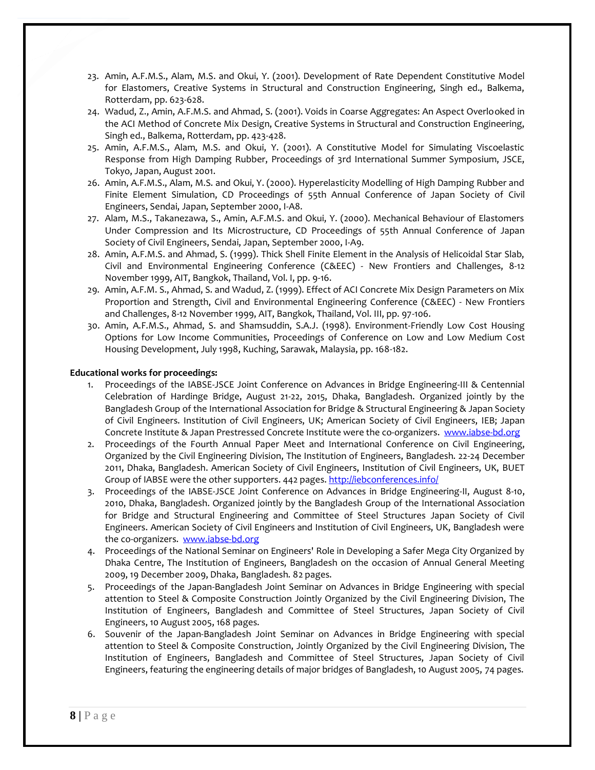23. Amin, A.F.M.S., Alam, M.S. and Okui, Y. (2001). Development of Rate Dependent Constitutive Model for Elastomers, Creative Systems in Structural and Construction Engineering, Singh ed., Balkema, Rotterdam, pp. 623-628.
24. Wadud, Z., Amin, A.F.M.S. and Ahmad, S. (2001). Voids in Coarse Aggregates: An Aspect Overlooked in the ACI Method of Concrete Mix Design, Creative Systems in Structural and Construction Engineering, Singh ed., Balkema, Rotterdam, pp. 423-428.
25. Amin, A.F.M.S., Alam, M.S. and Okui, Y. (2001). A Constitutive Model for Simulating Viscoelastic Response from High Damping Rubber, Proceedings of 3rd International Summer Symposium, JSCE, Tokyo, Japan, August 2001.
26. Amin, A.F.M.S., Alam, M.S. and Okui, Y. (2000). Hyperelasticity Modelling of High Damping Rubber and Finite Element Simulation, CD Proceedings of 55th Annual Conference of Japan Society of Civil Engineers, Sendai, Japan, September 2000, I-A8.
27. Alam, M.S., Takanezawa, S., Amin, A.F.M.S. and Okui, Y. (2000). Mechanical Behaviour of Elastomers Under Compression and Its Microstructure, CD Proceedings of 55th Annual Conference of Japan Society of Civil Engineers, Sendai, Japan, September 2000, I-A9.
28. Amin, A.F.M.S. and Ahmad, S. (1999). Thick Shell Finite Element in the Analysis of Helicoidal Star Slab, Civil and Environmental Engineering Conference (C&EEC) - New Frontiers and Challenges, 8-12 November 1999, AIT, Bangkok, Thailand, Vol. I, pp. 9-16.
29. Amin, A.F.M. S., Ahmad, S. and Wadud, Z. (1999). Effect of ACI Concrete Mix Design Parameters on Mix Proportion and Strength, Civil and Environmental Engineering Conference (C&EEC) - New Frontiers and Challenges, 8-12 November 1999, AIT, Bangkok, Thailand, Vol. III, pp. 97-106.
30. Amin, A.F.M.S., Ahmad, S. and Shamsuddin, S.A.J. (1998). Environment-Friendly Low Cost Housing Options for Low Income Communities, Proceedings of Conference on Low and Low Medium Cost Housing Development, July 1998, Kuching, Sarawak, Malaysia, pp. 168-182.

**Educational works for proceedings:**

1. Proceedings of the IABSE-JSCE Joint Conference on Advances in Bridge Engineering-III & Centennial Celebration of Hardinge Bridge, August 21-22, 2015, Dhaka, Bangladesh. Organized jointly by the Bangladesh Group of the International Association for Bridge & Structural Engineering & Japan Society of Civil Engineers. Institution of Civil Engineers, UK; American Society of Civil Engineers, IEB; Japan Concrete Institute & Japan Prestressed Concrete Institute were the co-organizers. www.iabse-bd.org
2. Proceedings of the Fourth Annual Paper Meet and International Conference on Civil Engineering, Organized by the Civil Engineering Division, The Institution of Engineers, Bangladesh. 22-24 December 2011, Dhaka, Bangladesh. American Society of Civil Engineers, Institution of Civil Engineers, UK, BUET Group of IABSE were the other supporters. 442 pages. http://iebconferences.info/
3. Proceedings of the IABSE-JSCE Joint Conference on Advances in Bridge Engineering-II, August 8-10, 2010, Dhaka, Bangladesh. Organized jointly by the Bangladesh Group of the International Association for Bridge and Structural Engineering and Committee of Steel Structures Japan Society of Civil Engineers. American Society of Civil Engineers and Institution of Civil Engineers, UK, Bangladesh were the co-organizers. www.iabse-bd.org
4. Proceedings of the National Seminar on Engineers' Role in Developing a Safer Mega City Organized by Dhaka Centre, The Institution of Engineers, Bangladesh on the occasion of Annual General Meeting 2009, 19 December 2009, Dhaka, Bangladesh. 82 pages.
5. Proceedings of the Japan-Bangladesh Joint Seminar on Advances in Bridge Engineering with special attention to Steel & Composite Construction Jointly Organized by the Civil Engineering Division, The Institution of Engineers, Bangladesh and Committee of Steel Structures, Japan Society of Civil Engineers, 10 August 2005, 168 pages.
6. Souvenir of the Japan-Bangladesh Joint Seminar on Advances in Bridge Engineering with special attention to Steel & Composite Construction, Jointly Organized by the Civil Engineering Division, The Institution of Engineers, Bangladesh and Committee of Steel Structures, Japan Society of Civil Engineers, featuring the engineering details of major bridges of Bangladesh, 10 August 2005, 74 pages.